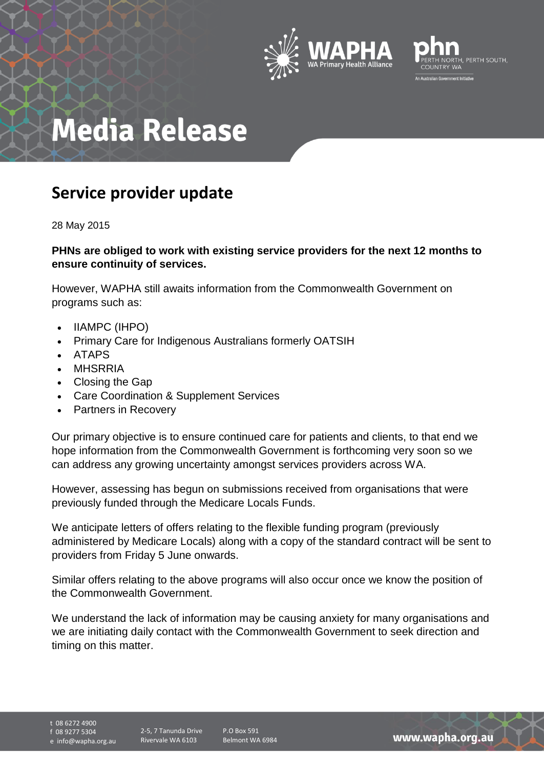# Media Release

## Service provider update

28 May 2015

**PHNs are obliged to work with existing service providers for the next 12 months to ensure continuity of services.**

However, WAPHA still awaits information from the Commonwealth Government on programs such as:

- IIAMPC (IHPO)
- Primary Care for Indigenous Australians formerly OATSIH
- ATAPS
- MHSRRIA
- Closing the Gap
- Care Coordination & Supplement Services
- Partners in Recovery

Our primary objective is to ensure continued care for patients and clients, to that end we hope information from the Commonwealth Government is forthcoming very soon so we can address any growing uncertainty amongst services providers across WA.

However, assessing has begun on submissions received from organisations that were previously funded through the Medicare Locals Funds.

We anticipate letters of offers relating to the flexible funding program (previously administered by Medicare Locals) along with a copy of the standard contract will be sent to providers from Friday 5 June onwards.

Similar offers relating to the above programs will also occur once we know the position of the Commonwealth Government.

We understand the lack of information may be causing anxiety for many organisations and we are initiating daily contact with the Commonwealth Government to seek direction and timing on this matter.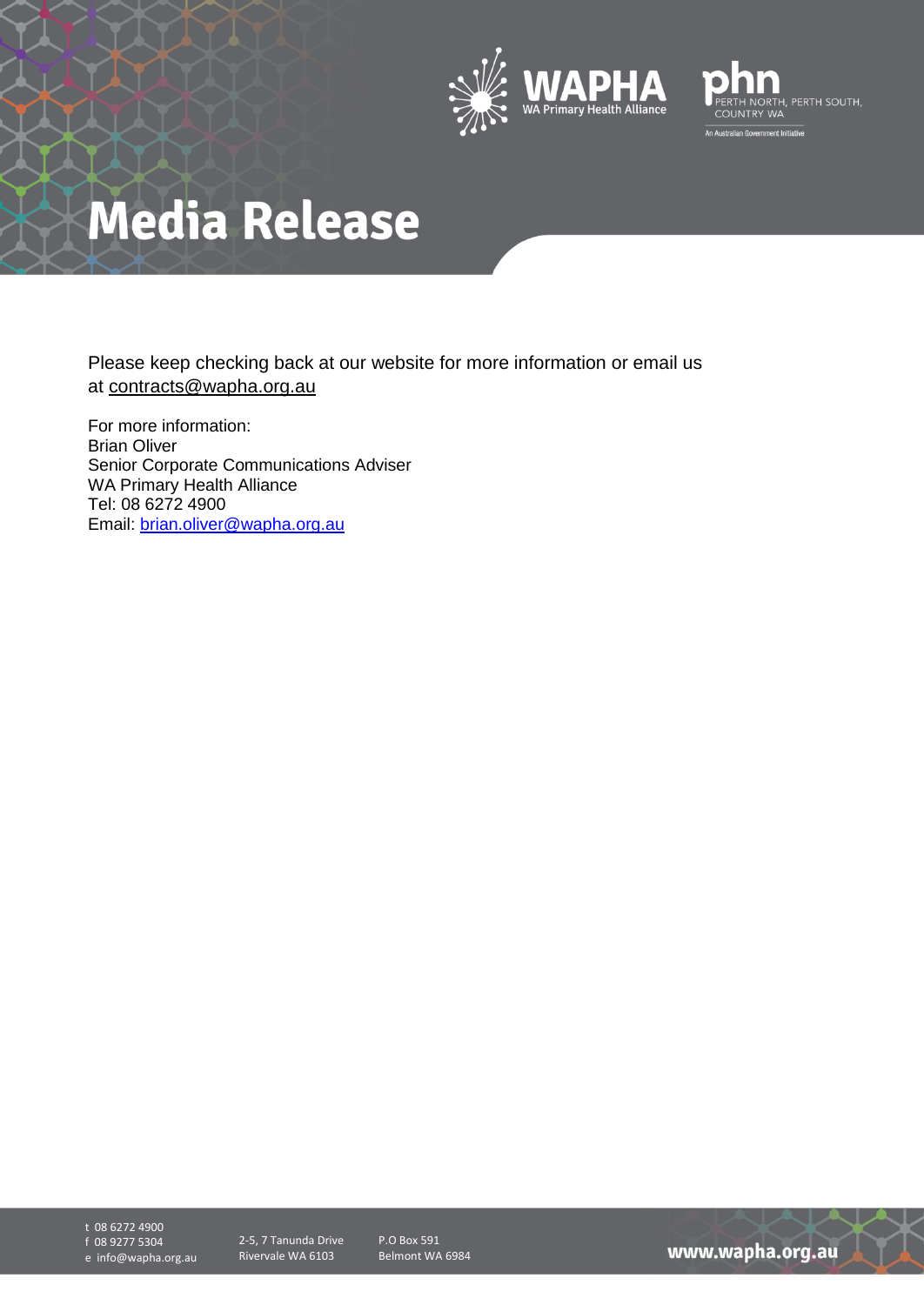# Media Release

Please keep checking back at our website for more information or email us at contracts@wapha.org.au

For more information:
Brian Oliver
Senior Corporate Communications Adviser
WA Primary Health Alliance
Tel: 08 6272 4900
Email: brian.oliver@wapha.org.au